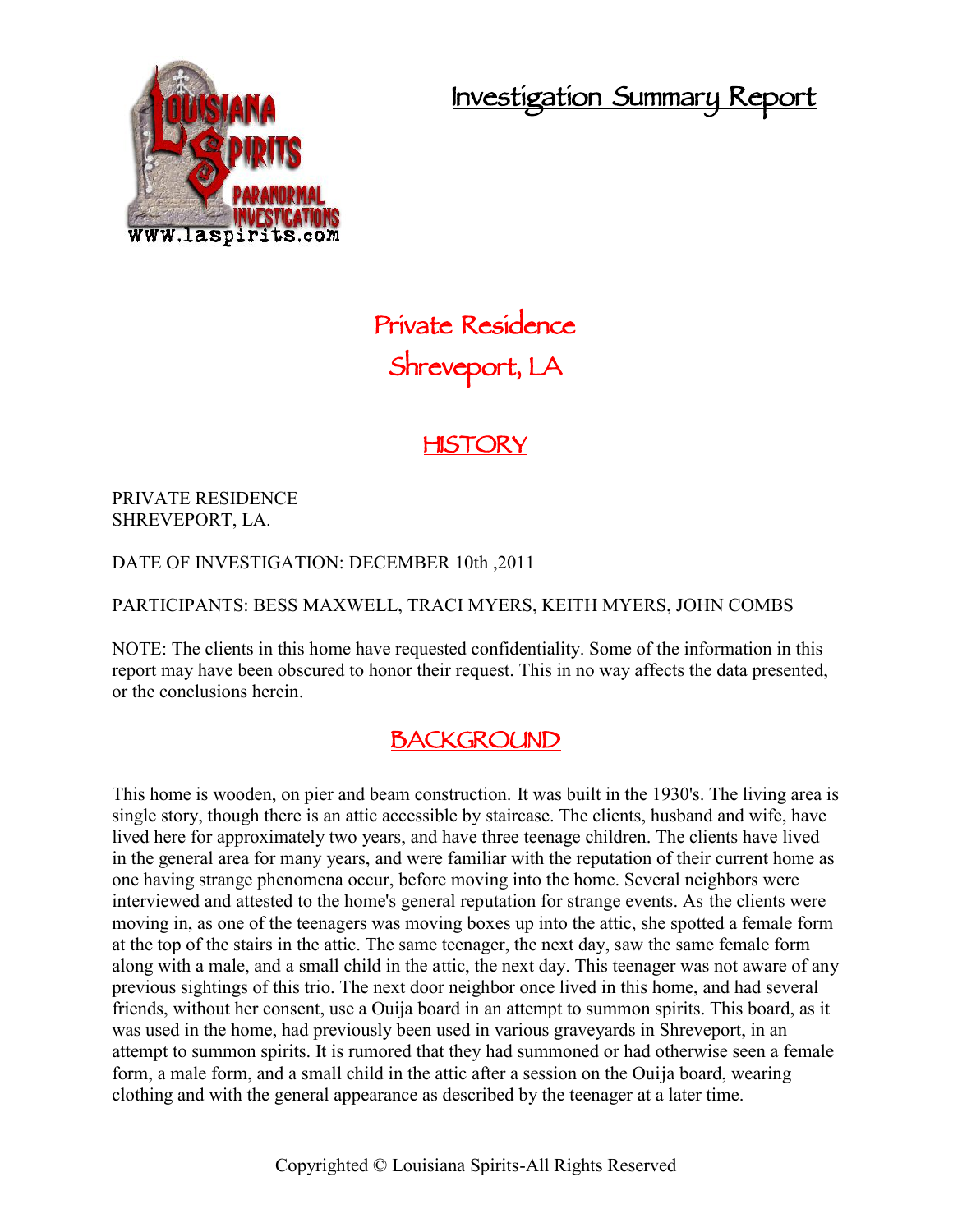# Investigation Summary Report

## Private Residence
## Shreveport, LA

## HISTORY

PRIVATE RESIDENCE
SHREVEPORT, LA.

DATE OF INVESTIGATION: DECEMBER 10th ,2011

PARTICIPANTS: BESS MAXWELL, TRACI MYERS, KEITH MYERS, JOHN COMBS

NOTE: The clients in this home have requested confidentiality. Some of the information in this report may have been obscured to honor their request. This in no way affects the data presented, or the conclusions herein.

## BACKGROUND

This home is wooden, on pier and beam construction. It was built in the 1930's. The living area is single story, though there is an attic accessible by staircase. The clients, husband and wife, have lived here for approximately two years, and have three teenage children. The clients have lived in the general area for many years, and were familiar with the reputation of their current home as one having strange phenomena occur, before moving into the home. Several neighbors were interviewed and attested to the home's general reputation for strange events. As the clients were moving in, as one of the teenagers was moving boxes up into the attic, she spotted a female form at the top of the stairs in the attic. The same teenager, the next day, saw the same female form along with a male, and a small child in the attic, the next day. This teenager was not aware of any previous sightings of this trio. The next door neighbor once lived in this home, and had several friends, without her consent, use a Ouija board in an attempt to summon spirits. This board, as it was used in the home, had previously been used in various graveyards in Shreveport, in an attempt to summon spirits. It is rumored that they had summoned or had otherwise seen a female form, a male form, and a small child in the attic after a session on the Ouija board, wearing clothing and with the general appearance as described by the teenager at a later time.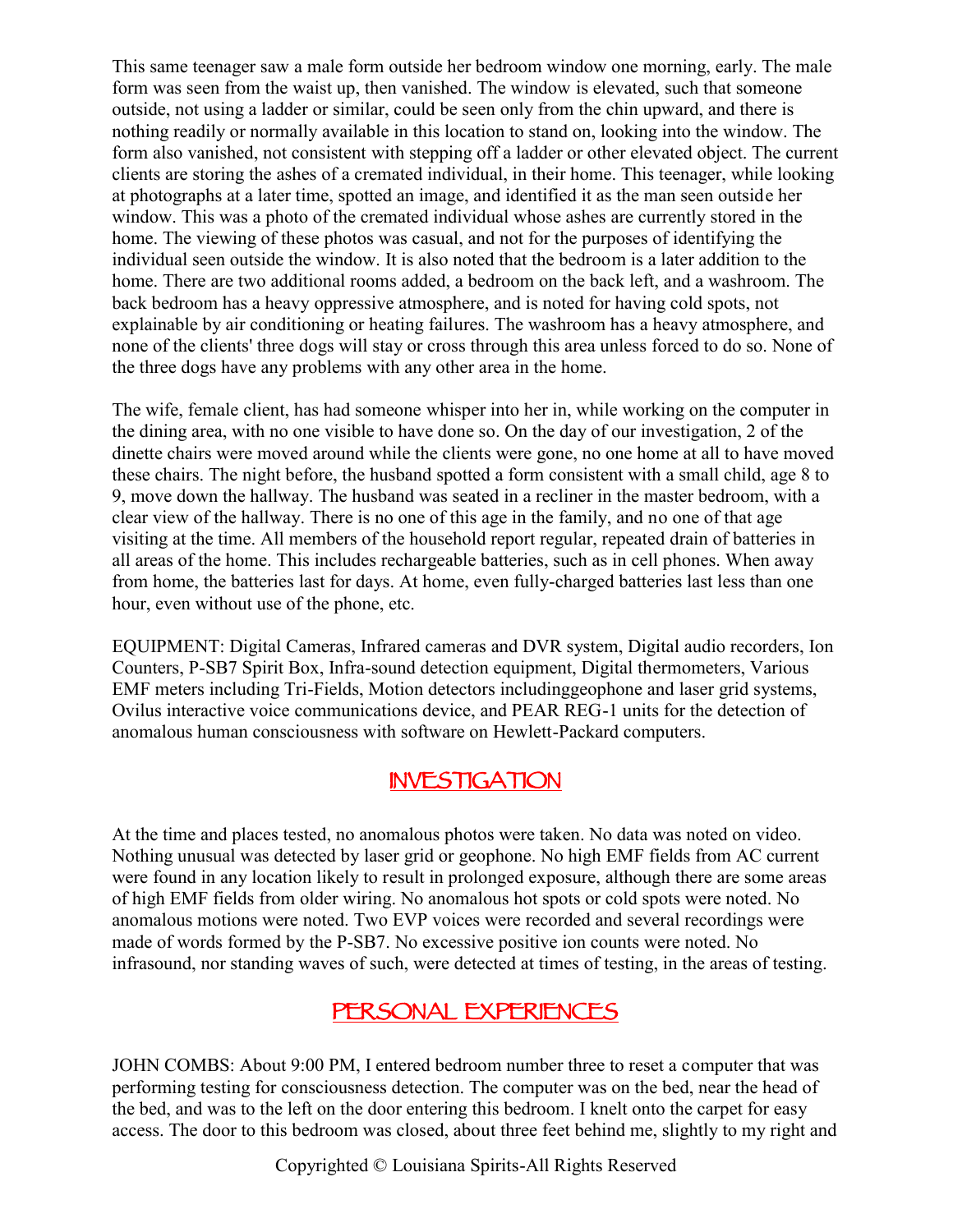This same teenager saw a male form outside her bedroom window one morning, early. The male form was seen from the waist up, then vanished. The window is elevated, such that someone outside, not using a ladder or similar, could be seen only from the chin upward, and there is nothing readily or normally available in this location to stand on, looking into the window. The form also vanished, not consistent with stepping off a ladder or other elevated object. The current clients are storing the ashes of a cremated individual, in their home. This teenager, while looking at photographs at a later time, spotted an image, and identified it as the man seen outside her window. This was a photo of the cremated individual whose ashes are currently stored in the home. The viewing of these photos was casual, and not for the purposes of identifying the individual seen outside the window. It is also noted that the bedroom is a later addition to the home. There are two additional rooms added, a bedroom on the back left, and a washroom. The back bedroom has a heavy oppressive atmosphere, and is noted for having cold spots, not explainable by air conditioning or heating failures. The washroom has a heavy atmosphere, and none of the clients' three dogs will stay or cross through this area unless forced to do so. None of the three dogs have any problems with any other area in the home.

The wife, female client, has had someone whisper into her in, while working on the computer in the dining area, with no one visible to have done so. On the day of our investigation, 2 of the dinette chairs were moved around while the clients were gone, no one home at all to have moved these chairs. The night before, the husband spotted a form consistent with a small child, age 8 to 9, move down the hallway. The husband was seated in a recliner in the master bedroom, with a clear view of the hallway. There is no one of this age in the family, and no one of that age visiting at the time. All members of the household report regular, repeated drain of batteries in all areas of the home. This includes rechargeable batteries, such as in cell phones. When away from home, the batteries last for days. At home, even fully-charged batteries last less than one hour, even without use of the phone, etc.

EQUIPMENT: Digital Cameras, Infrared cameras and DVR system, Digital audio recorders, Ion Counters, P-SB7 Spirit Box, Infra-sound detection equipment, Digital thermometers, Various EMF meters including Tri-Fields, Motion detectors includinggeophone and laser grid systems, Ovilus interactive voice communications device, and PEAR REG-1 units for the detection of anomalous human consciousness with software on Hewlett-Packard computers.

## INVESTIGATION

At the time and places tested, no anomalous photos were taken. No data was noted on video. Nothing unusual was detected by laser grid or geophone. No high EMF fields from AC current were found in any location likely to result in prolonged exposure, although there are some areas of high EMF fields from older wiring. No anomalous hot spots or cold spots were noted. No anomalous motions were noted. Two EVP voices were recorded and several recordings were made of words formed by the P-SB7. No excessive positive ion counts were noted. No infrasound, nor standing waves of such, were detected at times of testing, in the areas of testing.

## PERSONAL EXPERIENCES

JOHN COMBS: About 9:00 PM, I entered bedroom number three to reset a computer that was performing testing for consciousness detection. The computer was on the bed, near the head of the bed, and was to the left on the door entering this bedroom. I knelt onto the carpet for easy access. The door to this bedroom was closed, about three feet behind me, slightly to my right and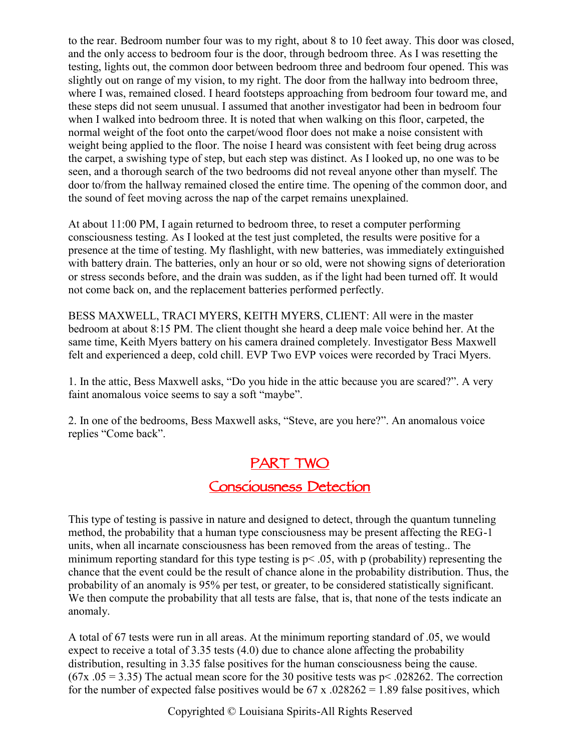to the rear. Bedroom number four was to my right, about 8 to 10 feet away. This door was closed, and the only access to bedroom four is the door, through bedroom three. As I was resetting the testing, lights out, the common door between bedroom three and bedroom four opened. This was slightly out on range of my vision, to my right. The door from the hallway into bedroom three, where I was, remained closed. I heard footsteps approaching from bedroom four toward me, and these steps did not seem unusual. I assumed that another investigator had been in bedroom four when I walked into bedroom three. It is noted that when walking on this floor, carpeted, the normal weight of the foot onto the carpet/wood floor does not make a noise consistent with weight being applied to the floor. The noise I heard was consistent with feet being drug across the carpet, a swishing type of step, but each step was distinct. As I looked up, no one was to be seen, and a thorough search of the two bedrooms did not reveal anyone other than myself. The door to/from the hallway remained closed the entire time. The opening of the common door, and the sound of feet moving across the nap of the carpet remains unexplained.

At about 11:00 PM, I again returned to bedroom three, to reset a computer performing consciousness testing. As I looked at the test just completed, the results were positive for a presence at the time of testing. My flashlight, with new batteries, was immediately extinguished with battery drain. The batteries, only an hour or so old, were not showing signs of deterioration or stress seconds before, and the drain was sudden, as if the light had been turned off. It would not come back on, and the replacement batteries performed perfectly.

BESS MAXWELL, TRACI MYERS, KEITH MYERS, CLIENT: All were in the master bedroom at about 8:15 PM. The client thought she heard a deep male voice behind her. At the same time, Keith Myers battery on his camera drained completely. Investigator Bess Maxwell felt and experienced a deep, cold chill. EVP Two EVP voices were recorded by Traci Myers.

1. In the attic, Bess Maxwell asks, “Do you hide in the attic because you are scared?”. A very faint anomalous voice seems to say a soft “maybe”.

2. In one of the bedrooms, Bess Maxwell asks, “Steve, are you here?”. An anomalous voice replies “Come back”.

## PART TWO

## Consciousness Detection

This type of testing is passive in nature and designed to detect, through the quantum tunneling method, the probability that a human type consciousness may be present affecting the REG-1 units, when all incarnate consciousness has been removed from the areas of testing.. The minimum reporting standard for this type testing is $p < .05$, with p (probability) representing the chance that the event could be the result of chance alone in the probability distribution. Thus, the probability of an anomaly is 95% per test, or greater, to be considered statistically significant. We then compute the probability that all tests are false, that is, that none of the tests indicate an anomaly.

A total of 67 tests were run in all areas. At the minimum reporting standard of .05, we would expect to receive a total of 3.35 tests (4.0) due to chance alone affecting the probability distribution, resulting in 3.35 false positives for the human consciousness being the cause. ($67 \times .05 = 3.35$) The actual mean score for the 30 positive tests was $p < .028262$. The correction for the number of expected false positives would be $67 \times .028262 = 1.89$ false positives, which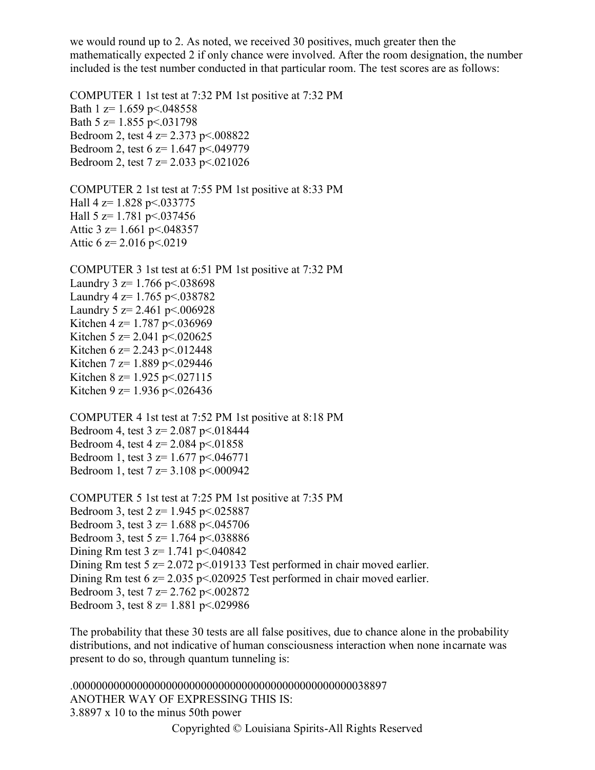we would round up to 2. As noted, we received 30 positives, much greater then the mathematically expected 2 if only chance were involved. After the room designation, the number included is the test number conducted in that particular room. The test scores are as follows:

COMPUTER 1 1st test at 7:32 PM 1st positive at 7:32 PM
Bath 1 $z = 1.659$ $p < .048558$
Bath 5 $z = 1.855$ $p < .031798$
Bedroom 2, test 4 $z = 2.373$ $p < .008822$
Bedroom 2, test 6 $z = 1.647$ $p < .049779$
Bedroom 2, test 7 $z = 2.033$ $p < .021026$

COMPUTER 2 1st test at 7:55 PM 1st positive at 8:33 PM
Hall 4 $z = 1.828$ $p < .033775$
Hall 5 $z = 1.781$ $p < .037456$
Attic 3 $z = 1.661$ $p < .048357$
Attic 6 $z = 2.016$ $p < .0219$

COMPUTER 3 1st test at 6:51 PM 1st positive at 7:32 PM
Laundry 3 $z = 1.766$ $p < .038698$
Laundry 4 $z = 1.765$ $p < .038782$
Laundry 5 $z = 2.461$ $p < .006928$
Kitchen 4 $z = 1.787$ $p < .036969$
Kitchen 5 $z = 2.041$ $p < .020625$
Kitchen 6 $z = 2.243$ $p < .012448$
Kitchen 7 $z = 1.889$ $p < .029446$
Kitchen 8 $z = 1.925$ $p < .027115$
Kitchen 9 $z = 1.936$ $p < .026436$

COMPUTER 4 1st test at 7:52 PM 1st positive at 8:18 PM
Bedroom 4, test 3 $z = 2.087$ $p < .018444$
Bedroom 4, test 4 $z = 2.084$ $p < .01858$
Bedroom 1, test 3 $z = 1.677$ $p < .046771$
Bedroom 1, test 7 $z = 3.108$ $p < .000942$

COMPUTER 5 1st test at 7:25 PM 1st positive at 7:35 PM
Bedroom 3, test 2 $z = 1.945$ $p < .025887$
Bedroom 3, test 3 $z = 1.688$ $p < .045706$
Bedroom 3, test 5 $z = 1.764$ $p < .038886$
Dining Rm test 3 $z = 1.741$ $p < .040842$
Dining Rm test 5 $z = 2.072$ $p < .019133$ Test performed in chair moved earlier.
Dining Rm test 6 $z = 2.035$ $p < .020925$ Test performed in chair moved earlier.
Bedroom 3, test 7 $z = 2.762$ $p < .002872$
Bedroom 3, test 8 $z = 1.881$ $p < .029986$

The probability that these 30 tests are all false positives, due to chance alone in the probability distributions, and not indicative of human consciousness interaction when none incarnate was present to do so, through quantum tunneling is:

.000000000000000000000000000000000000000000000000038897
ANOTHER WAY OF EXPRESSING THIS IS:
3.8897 x 10 to the minus 50th power

Copyrighted © Louisiana Spirits-All Rights Reserved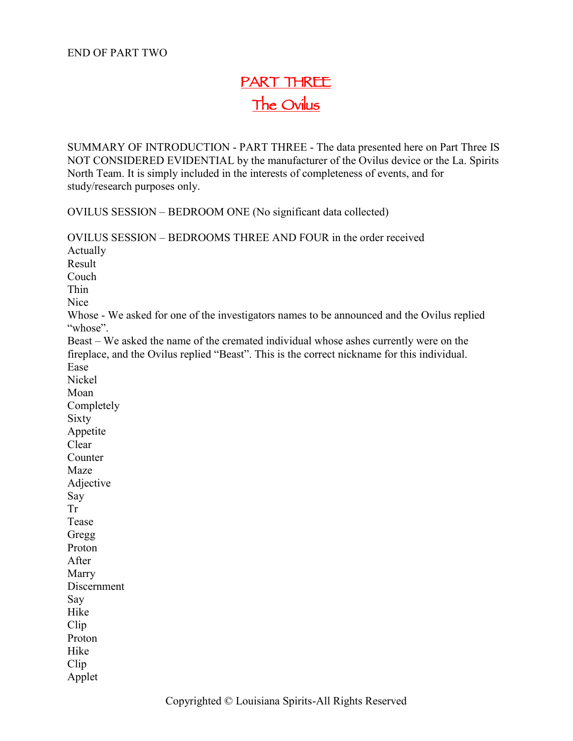END OF PART TWO

# PART THREE
# The Ovilus

SUMMARY OF INTRODUCTION - PART THREE - The data presented here on Part Three IS NOT CONSIDERED EVIDENTIAL by the manufacturer of the Ovilus device or the La. Spirits North Team. It is simply included in the interests of completeness of events, and for study/research purposes only.

OVILUS SESSION – BEDROOM ONE (No significant data collected)

OVILUS SESSION – BEDROOMS THREE AND FOUR in the order received
Actually
Result
Couch
Thin
Nice
Whose - We asked for one of the investigators names to be announced and the Ovilus replied "whose".
Beast – We asked the name of the cremated individual whose ashes currently were on the fireplace, and the Ovilus replied "Beast". This is the correct nickname for this individual.
Ease
Nickel
Moan
Completely
Sixty
Appetite
Clear
Counter
Maze
Adjective
Say
Tr
Tease
Gregg
Proton
After
Marry
Discernment
Say
Hike
Clip
Proton
Hike
Clip
Applet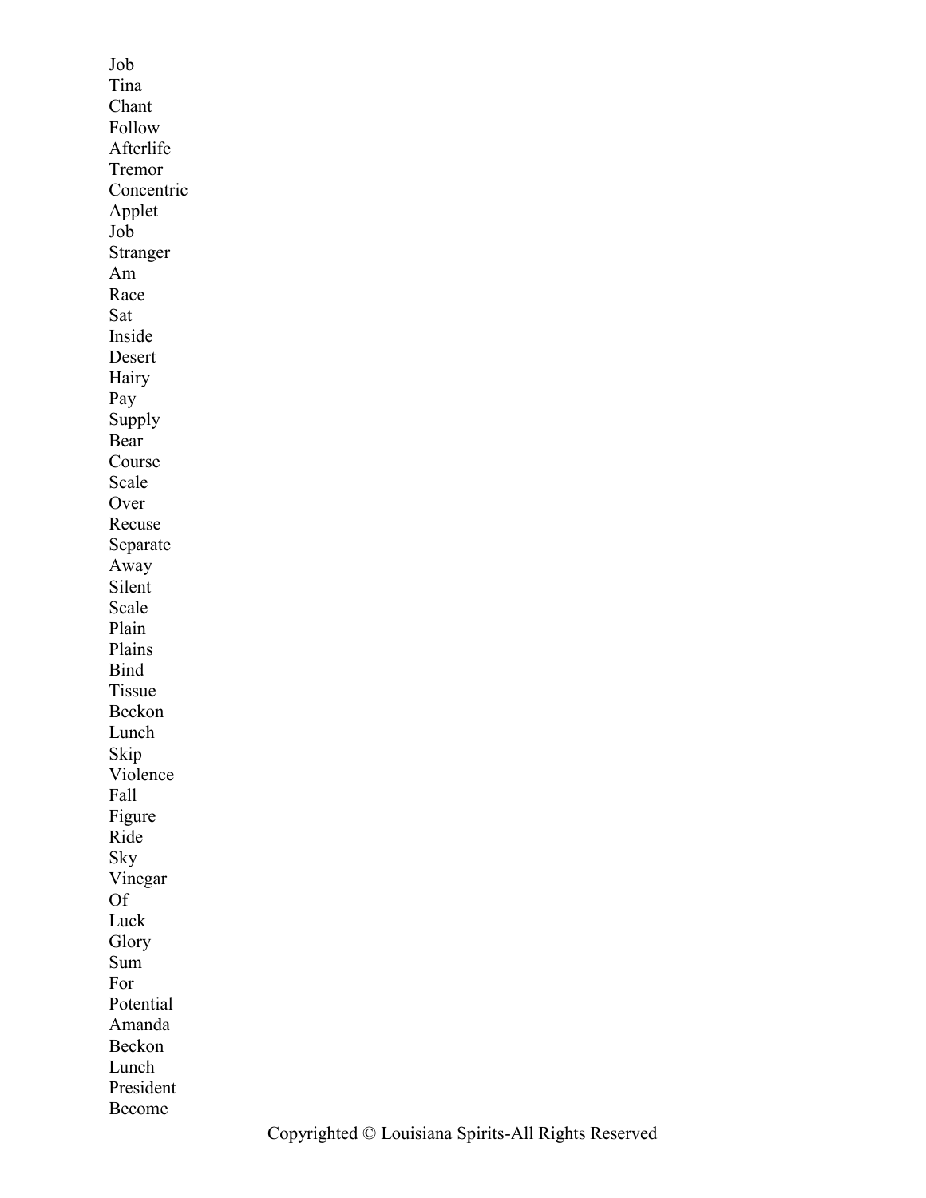Job
Tina
Chant
Follow
Afterlife
Tremor
Concentric
Applet
Job
Stranger
Am
Race
Sat
Inside
Desert
Hairy
Pay
Supply
Bear
Course
Scale
Over
Recuse
Separate
Away
Silent
Scale
Plain
Plains
Bind
Tissue
Beckon
Lunch
Skip
Violence
Fall
Figure
Ride
Sky
Vinegar
Of
Luck
Glory
Sum
For
Potential
Amanda
Beckon
Lunch
President
Become

Copyrighted © Louisiana Spirits-All Rights Reserved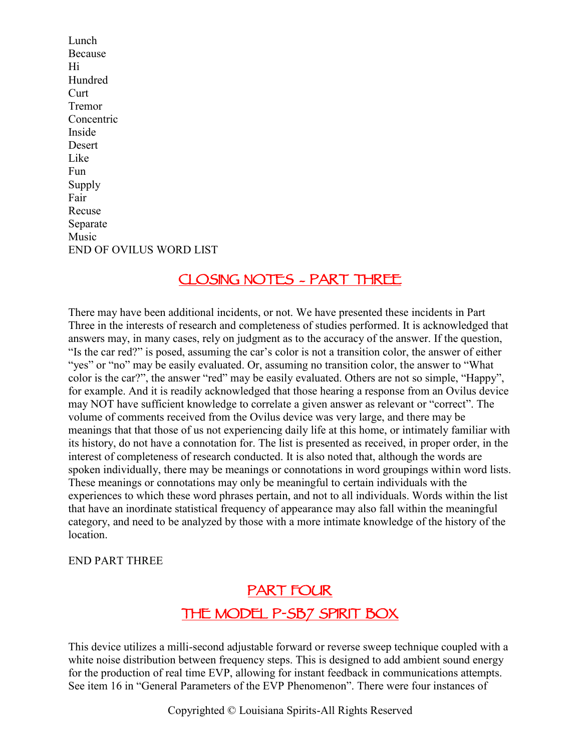Lunch
Because
Hi
Hundred
Curt
Tremor
Concentric
Inside
Desert
Like
Fun
Supply
Fair
Recuse
Separate
Music
END OF OVILUS WORD LIST

## CLOSING NOTES - PART THREE

There may have been additional incidents, or not. We have presented these incidents in Part Three in the interests of research and completeness of studies performed. It is acknowledged that answers may, in many cases, rely on judgment as to the accuracy of the answer. If the question, "Is the car red?" is posed, assuming the car's color is not a transition color, the answer of either "yes" or "no" may be easily evaluated. Or, assuming no transition color, the answer to "What color is the car?", the answer "red" may be easily evaluated. Others are not so simple, "Happy", for example. And it is readily acknowledged that those hearing a response from an Ovilus device may NOT have sufficient knowledge to correlate a given answer as relevant or "correct". The volume of comments received from the Ovilus device was very large, and there may be meanings that that those of us not experiencing daily life at this home, or intimately familiar with its history, do not have a connotation for. The list is presented as received, in proper order, in the interest of completeness of research conducted. It is also noted that, although the words are spoken individually, there may be meanings or connotations in word groupings within word lists. These meanings or connotations may only be meaningful to certain individuals with the experiences to which these word phrases pertain, and not to all individuals. Words within the list that have an inordinate statistical frequency of appearance may also fall within the meaningful category, and need to be analyzed by those with a more intimate knowledge of the history of the location.

END PART THREE

## PART FOUR

## THE MODEL P-SB7 SPIRIT BOX

This device utilizes a milli-second adjustable forward or reverse sweep technique coupled with a white noise distribution between frequency steps. This is designed to add ambient sound energy for the production of real time EVP, allowing for instant feedback in communications attempts. See item 16 in "General Parameters of the EVP Phenomenon". There were four instances of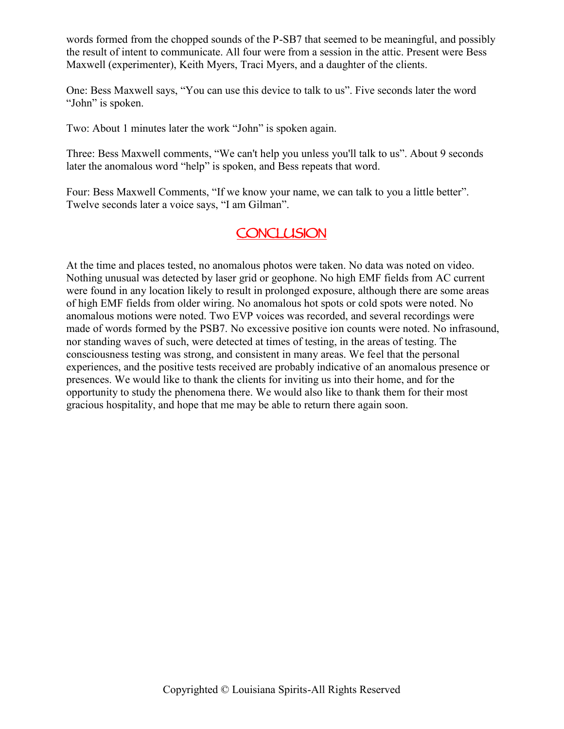words formed from the chopped sounds of the P-SB7 that seemed to be meaningful, and possibly the result of intent to communicate. All four were from a session in the attic. Present were Bess Maxwell (experimenter), Keith Myers, Traci Myers, and a daughter of the clients.

One: Bess Maxwell says, “You can use this device to talk to us”. Five seconds later the word “John” is spoken.

Two: About 1 minutes later the work “John” is spoken again.

Three: Bess Maxwell comments, “We can't help you unless you'll talk to us”. About 9 seconds later the anomalous word “help” is spoken, and Bess repeats that word.

Four: Bess Maxwell Comments, “If we know your name, we can talk to you a little better”. Twelve seconds later a voice says, “I am Gilman”.

## CONCLUSION

At the time and places tested, no anomalous photos were taken. No data was noted on video. Nothing unusual was detected by laser grid or geophone. No high EMF fields from AC current were found in any location likely to result in prolonged exposure, although there are some areas of high EMF fields from older wiring. No anomalous hot spots or cold spots were noted. No anomalous motions were noted. Two EVP voices was recorded, and several recordings were made of words formed by the PSB7. No excessive positive ion counts were noted. No infrasound, nor standing waves of such, were detected at times of testing, in the areas of testing. The consciousness testing was strong, and consistent in many areas. We feel that the personal experiences, and the positive tests received are probably indicative of an anomalous presence or presences. We would like to thank the clients for inviting us into their home, and for the opportunity to study the phenomena there. We would also like to thank them for their most gracious hospitality, and hope that me may be able to return there again soon.

Copyrighted © Louisiana Spirits-All Rights Reserved